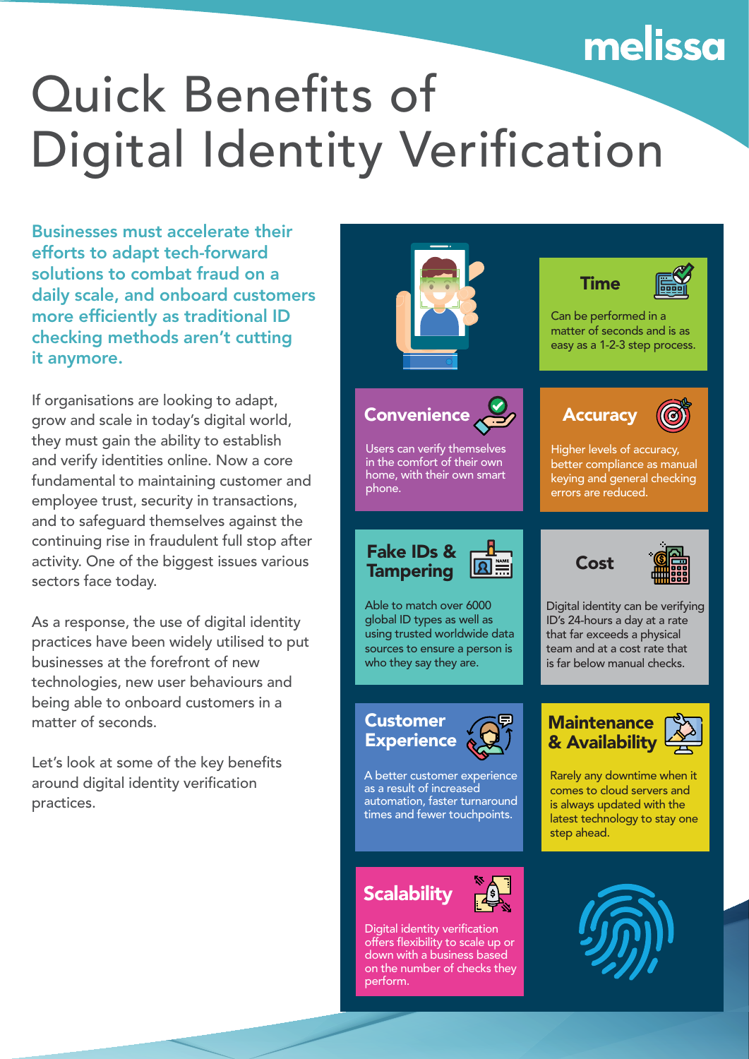# Quick Benefits of Digital Identity Verification

**Businesses must accelerate their efforts to adapt tech-forward solutions to combat fraud on a daily scale, and onboard customers more efficiently as traditional ID checking methods aren't cutting it anymore.**

If organisations are looking to adapt, grow and scale in today's digital world, they must gain the ability to establish and verify identities online. Now a core fundamental to maintaining customer and employee trust, security in transactions, and to safeguard themselves against the continuing rise in fraudulent full stop after activity. One of the biggest issues various sectors face today.

As a response, the use of digital identity practices have been widely utilised to put businesses at the forefront of new technologies, new user behaviours and being able to onboard customers in a matter of seconds.

Let's look at some of the key benefits around digital identity verification practices.

## Time

Can be performed in a matter of seconds and is as easy as a 1-2-3 step process.

## Convenience

Users can verify themselves in the comfort of their own home, with their own smart phone.

## Accuracy

Higher levels of accuracy, better compliance as manual keying and general checking errors are reduced.

## Fake IDs & Tampering

Able to match over 6000 global ID types as well as using trusted worldwide data sources to ensure a person is who they say they are.

## Cost

Digital identity can be verifying ID's 24-hours a day at a rate that far exceeds a physical team and at a cost rate that is far below manual checks.

## Customer Experience

A better customer experience as a result of increased automation, faster turnaround times and fewer touchpoints.

## Maintenance & Availability

Rarely any downtime when it comes to cloud servers and is always updated with the latest technology to stay one step ahead.

## Scalability

Digital identity verification offers flexibility to scale up or down with a business based on the number of checks they perform.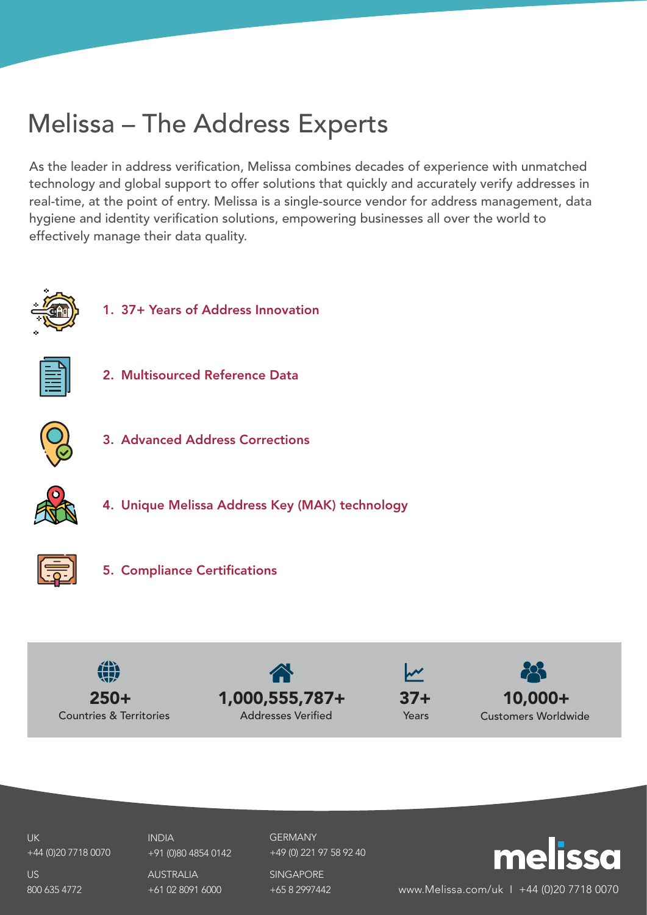# Melissa – The Address Experts

As the leader in address verification, Melissa combines decades of experience with unmatched technology and global support to offer solutions that quickly and accurately verify addresses in real-time, at the point of entry. Melissa is a single-source vendor for address management, data hygiene and identity verification solutions, empowering businesses all over the world to effectively manage their data quality.

1. **37+ Years of Address Innovation**
2. **Multisourced Reference Data**
3. **Advanced Address Corrections**
4. **Unique Melissa Address Key (MAK) technology**
5. **Compliance Certifications**

**250+**
Countries & Territories

**1,000,555,787+**
Addresses Verified

**37+**
Years

**10,000+**
Customers Worldwide

UK
+44 (0)20 7718 0070

US
800 635 4772

INDIA
+91 (0)80 4854 0142

AUSTRALIA
+61 02 8091 6000

GERMANY
+49 (0) 221 97 58 92 40

SINGAPORE
+65 8 2997442

melissa

www.Melissa.com/uk | +44 (0)20 7718 0070